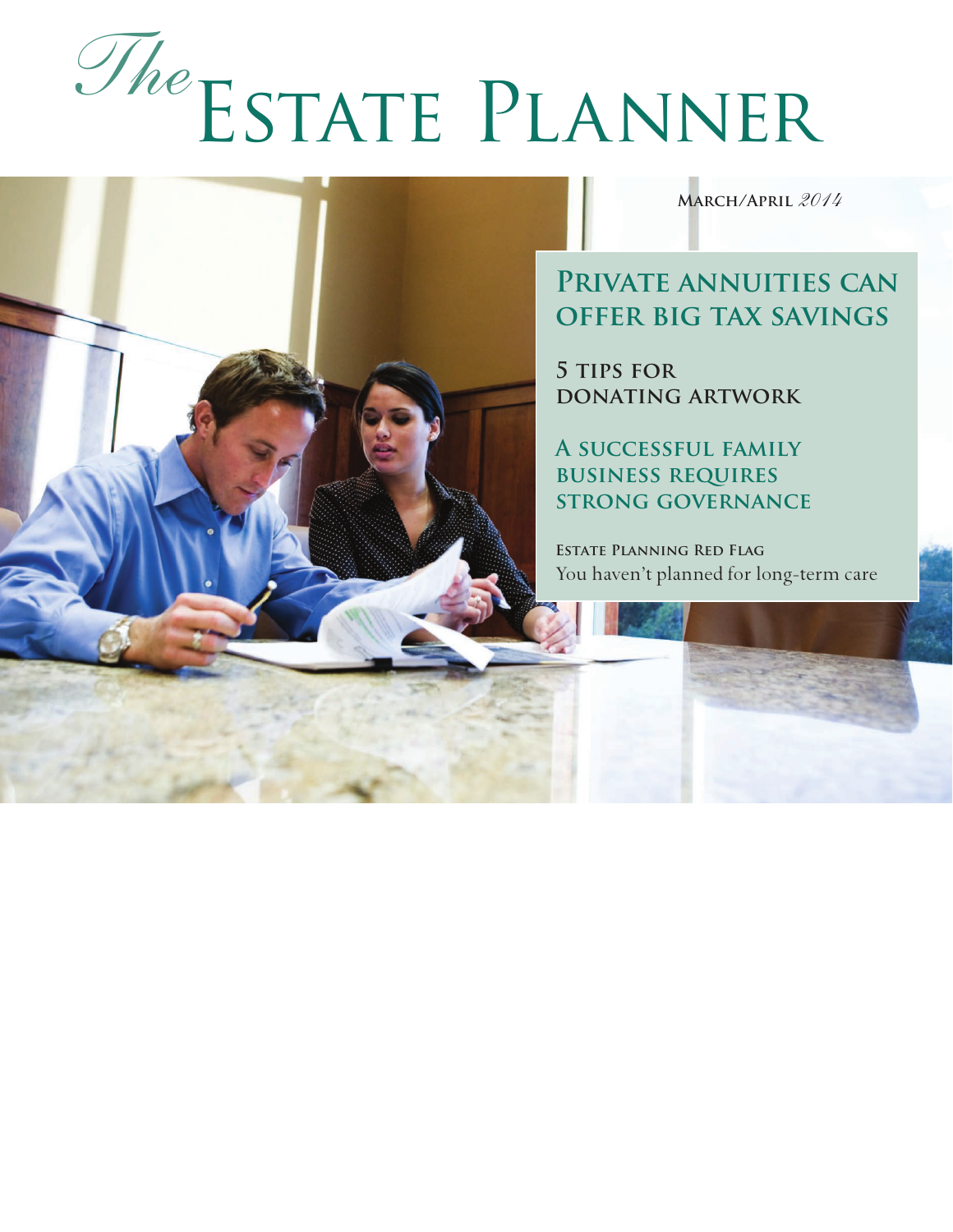# *The* Estate Planner

**March/April** *2014*

## Private annuities can offer big tax savings

## 5 tips for donating artwork

## A successful family business requires strong governance

**Estate Planning Red Flag**

You haven't planned for long-term care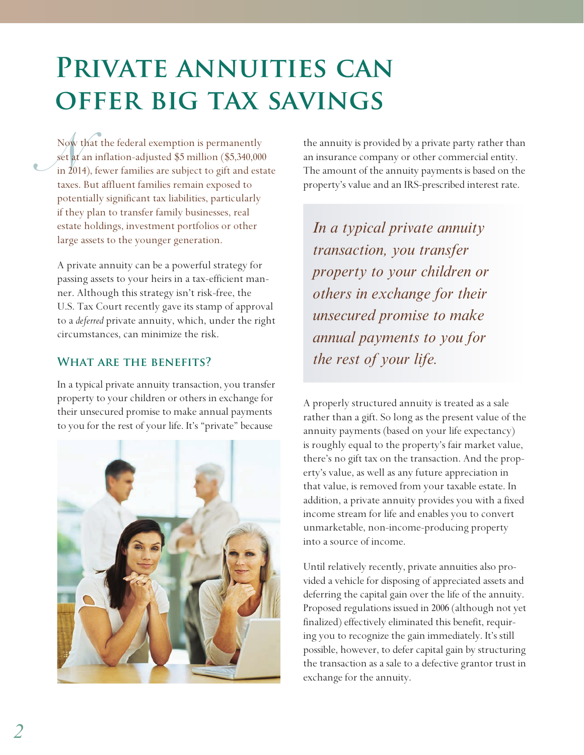# Private annuities can offer big tax savings

Now that the federal exemption is permanently set at an inflation-adjusted $5 million ($5,340,000 in 2014), fewer families are subject to gift and estate taxes. But affluent families remain exposed to potentially significant tax liabilities, particularly if they plan to transfer family businesses, real estate holdings, investment portfolios or other large assets to the younger generation.

A private annuity can be a powerful strategy for passing assets to your heirs in a tax-efficient manner. Although this strategy isn't risk-free, the U.S. Tax Court recently gave its stamp of approval to a *deferred* private annuity, which, under the right circumstances, can minimize the risk.

## What are the benefits?

In a typical private annuity transaction, you transfer property to your children or others in exchange for their unsecured promise to make annual payments to you for the rest of your life. It's "private" because the annuity is provided by a private party rather than an insurance company or other commercial entity. The amount of the annuity payments is based on the property's value and an IRS-prescribed interest rate.

> *In a typical private annuity transaction, you transfer property to your children or others in exchange for their unsecured promise to make annual payments to you for the rest of your life.*

A properly structured annuity is treated as a sale rather than a gift. So long as the present value of the annuity payments (based on your life expectancy) is roughly equal to the property's fair market value, there's no gift tax on the transaction. And the property's value, as well as any future appreciation in that value, is removed from your taxable estate. In addition, a private annuity provides you with a fixed income stream for life and enables you to convert unmarketable, non-income-producing property into a source of income.

Until relatively recently, private annuities also provided a vehicle for disposing of appreciated assets and deferring the capital gain over the life of the annuity. Proposed regulations issued in 2006 (although not yet finalized) effectively eliminated this benefit, requiring you to recognize the gain immediately. It's still possible, however, to defer capital gain by structuring the transaction as a sale to a defective grantor trust in exchange for the annuity.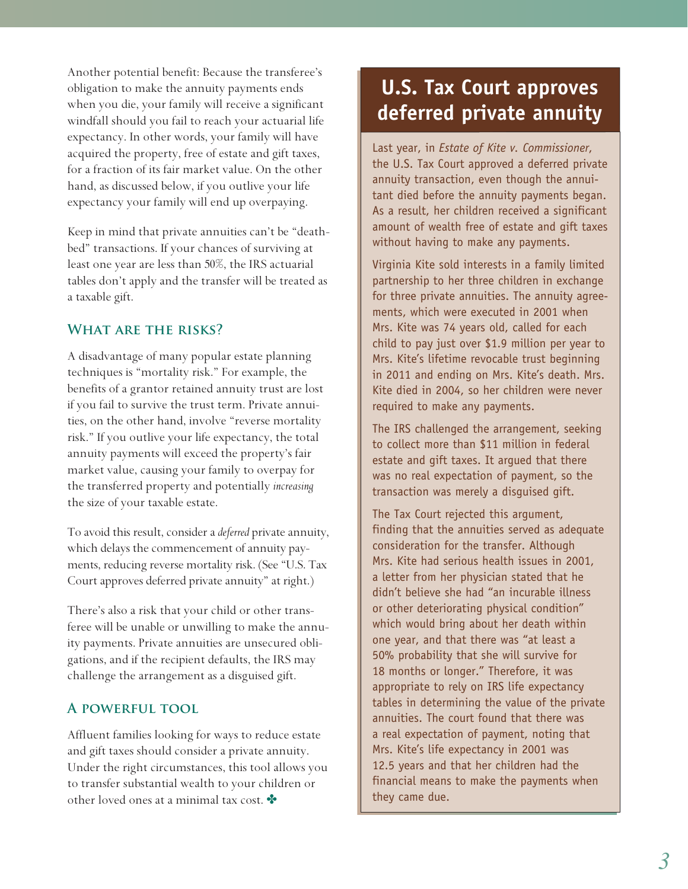Another potential benefit: Because the transferee's obligation to make the annuity payments ends when you die, your family will receive a significant windfall should you fail to reach your actuarial life expectancy. In other words, your family will have acquired the property, free of estate and gift taxes, for a fraction of its fair market value. On the other hand, as discussed below, if you outlive your life expectancy your family will end up overpaying.

Keep in mind that private annuities can't be "deathbed" transactions. If your chances of surviving at least one year are less than 50%, the IRS actuarial tables don't apply and the transfer will be treated as a taxable gift.

### What are the risks?

A disadvantage of many popular estate planning techniques is "mortality risk." For example, the benefits of a grantor retained annuity trust are lost if you fail to survive the trust term. Private annuities, on the other hand, involve "reverse mortality risk." If you outlive your life expectancy, the total annuity payments will exceed the property's fair market value, causing your family to overpay for the transferred property and potentially *increasing* the size of your taxable estate.

To avoid this result, consider a *deferred* private annuity, which delays the commencement of annuity payments, reducing reverse mortality risk. (See "U.S. Tax Court approves deferred private annuity" at right.)

There's also a risk that your child or other transferee will be unable or unwilling to make the annuity payments. Private annuities are unsecured obligations, and if the recipient defaults, the IRS may challenge the arrangement as a disguised gift.

### A powerful tool

Affluent families looking for ways to reduce estate and gift taxes should consider a private annuity. Under the right circumstances, this tool allows you to transfer substantial wealth to your children or other loved ones at a minimal tax cost. ✤

## U.S. Tax Court approves deferred private annuity

Last year, in *Estate of Kite v. Commissioner*, the U.S. Tax Court approved a deferred private annuity transaction, even though the annuitant died before the annuity payments began. As a result, her children received a significant amount of wealth free of estate and gift taxes without having to make any payments.

Virginia Kite sold interests in a family limited partnership to her three children in exchange for three private annuities. The annuity agreements, which were executed in 2001 when Mrs. Kite was 74 years old, called for each child to pay just over $1.9 million per year to Mrs. Kite's lifetime revocable trust beginning in 2011 and ending on Mrs. Kite's death. Mrs. Kite died in 2004, so her children were never required to make any payments.

The IRS challenged the arrangement, seeking to collect more than $11 million in federal estate and gift taxes. It argued that there was no real expectation of payment, so the transaction was merely a disguised gift.

The Tax Court rejected this argument, finding that the annuities served as adequate consideration for the transfer. Although Mrs. Kite had serious health issues in 2001, a letter from her physician stated that he didn't believe she had "an incurable illness or other deteriorating physical condition" which would bring about her death within one year, and that there was "at least a 50% probability that she will survive for 18 months or longer." Therefore, it was appropriate to rely on IRS life expectancy tables in determining the value of the private annuities. The court found that there was a real expectation of payment, noting that Mrs. Kite's life expectancy in 2001 was 12.5 years and that her children had the financial means to make the payments when they came due.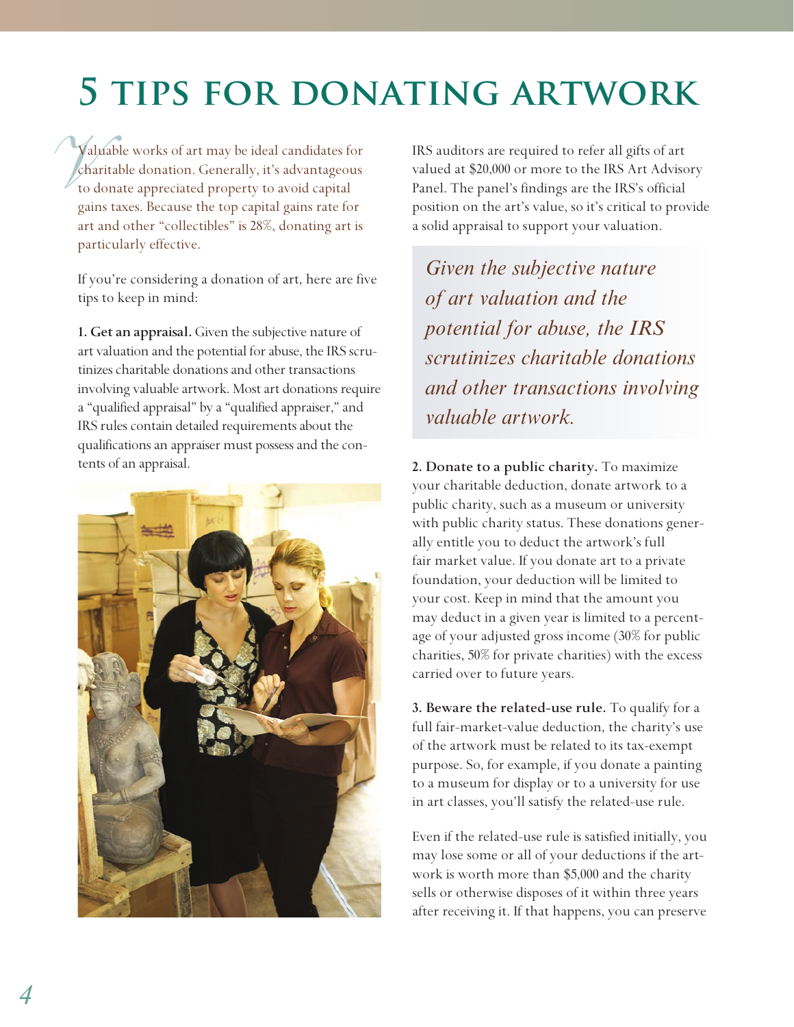# 5 TIPS FOR DONATING ARTWORK

Valuable works of art may be ideal candidates for charitable donation. Generally, it's advantageous to donate appreciated property to avoid capital gains taxes. Because the top capital gains rate for art and other "collectibles" is 28%, donating art is particularly effective.

If you're considering a donation of art, here are five tips to keep in mind:

**1. Get an appraisal.** Given the subjective nature of art valuation and the potential for abuse, the IRS scrutinizes charitable donations and other transactions involving valuable artwork. Most art donations require a "qualified appraisal" by a "qualified appraiser," and IRS rules contain detailed requirements about the qualifications an appraiser must possess and the contents of an appraisal.

IRS auditors are required to refer all gifts of art valued at $20,000 or more to the IRS Art Advisory Panel. The panel's findings are the IRS's official position on the art's value, so it's critical to provide a solid appraisal to support your valuation.

> *Given the subjective nature of art valuation and the potential for abuse, the IRS scrutinizes charitable donations and other transactions involving valuable artwork.*

**2. Donate to a public charity.** To maximize your charitable deduction, donate artwork to a public charity, such as a museum or university with public charity status. These donations generally entitle you to deduct the artwork's full fair market value. If you donate art to a private foundation, your deduction will be limited to your cost. Keep in mind that the amount you may deduct in a given year is limited to a percentage of your adjusted gross income (30% for public charities, 50% for private charities) with the excess carried over to future years.

**3. Beware the related-use rule.** To qualify for a full fair-market-value deduction, the charity's use of the artwork must be related to its tax-exempt purpose. So, for example, if you donate a painting to a museum for display or to a university for use in art classes, you'll satisfy the related-use rule.

Even if the related-use rule is satisfied initially, you may lose some or all of your deductions if the artwork is worth more than $5,000 and the charity sells or otherwise disposes of it within three years after receiving it. If that happens, you can preserve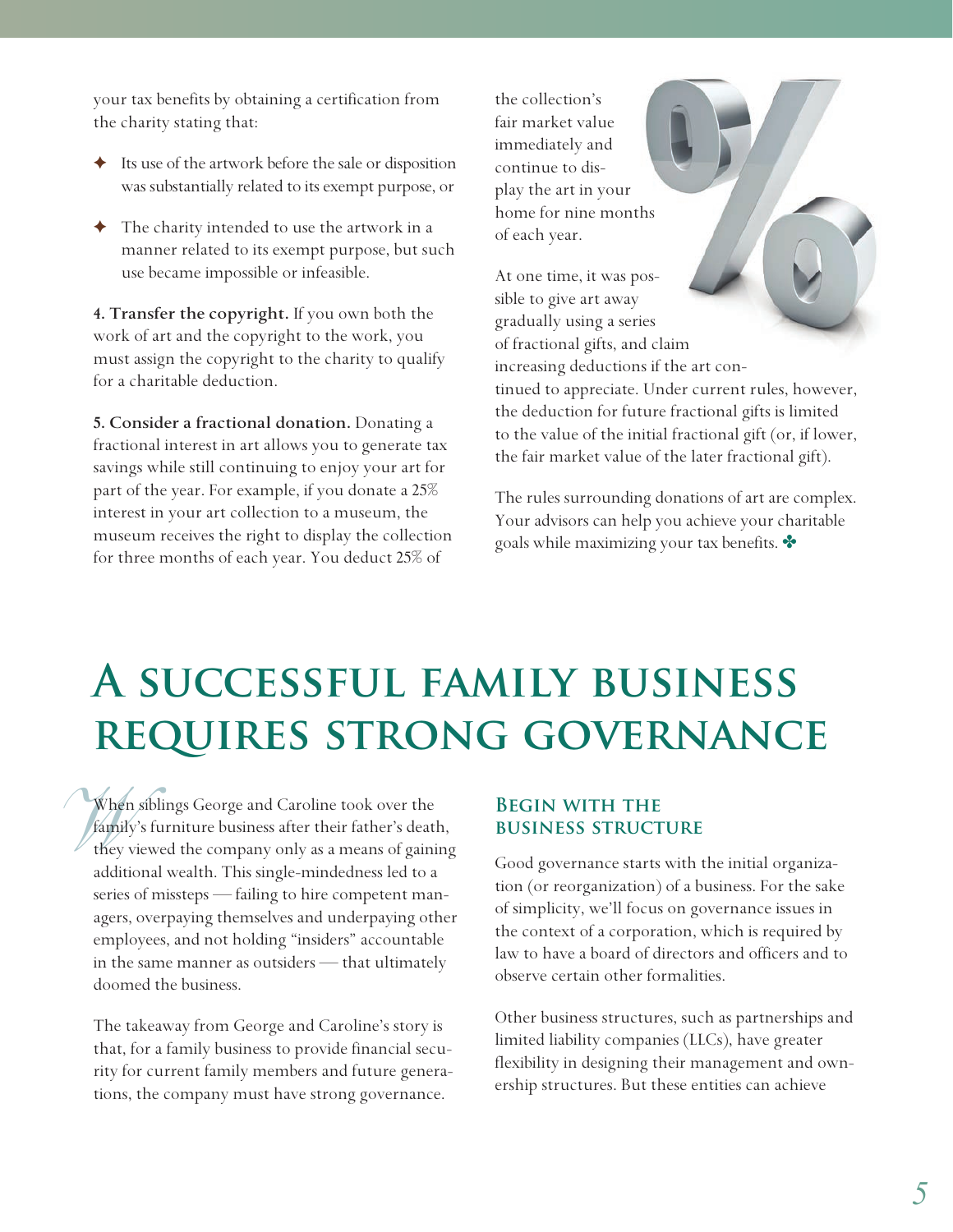your tax benefits by obtaining a certification from the charity stating that:

- Its use of the artwork before the sale or disposition was substantially related to its exempt purpose, or
- The charity intended to use the artwork in a manner related to its exempt purpose, but such use became impossible or infeasible.

**4. Transfer the copyright.** If you own both the work of art and the copyright to the work, you must assign the copyright to the charity to qualify for a charitable deduction.

**5. Consider a fractional donation.** Donating a fractional interest in art allows you to generate tax savings while still continuing to enjoy your art for part of the year. For example, if you donate a 25% interest in your art collection to a museum, the museum receives the right to display the collection for three months of each year. You deduct 25% of the collection's fair market value immediately and continue to display the art in your home for nine months of each year.

At one time, it was possible to give art away gradually using a series of fractional gifts, and claim increasing deductions if the art continued to appreciate. Under current rules, however, the deduction for future fractional gifts is limited to the value of the initial fractional gift (or, if lower, the fair market value of the later fractional gift).

The rules surrounding donations of art are complex. Your advisors can help you achieve your charitable goals while maximizing your tax benefits. ✤

# A successful family business requires strong governance

When siblings George and Caroline took over the family's furniture business after their father's death, they viewed the company only as a means of gaining additional wealth. This single-mindedness led to a series of missteps — failing to hire competent managers, overpaying themselves and underpaying other employees, and not holding "insiders" accountable in the same manner as outsiders — that ultimately doomed the business.

The takeaway from George and Caroline's story is that, for a family business to provide financial security for current family members and future generations, the company must have strong governance.

## Begin with the business structure

Good governance starts with the initial organization (or reorganization) of a business. For the sake of simplicity, we'll focus on governance issues in the context of a corporation, which is required by law to have a board of directors and officers and to observe certain other formalities.

Other business structures, such as partnerships and limited liability companies (LLCs), have greater flexibility in designing their management and ownership structures. But these entities can achieve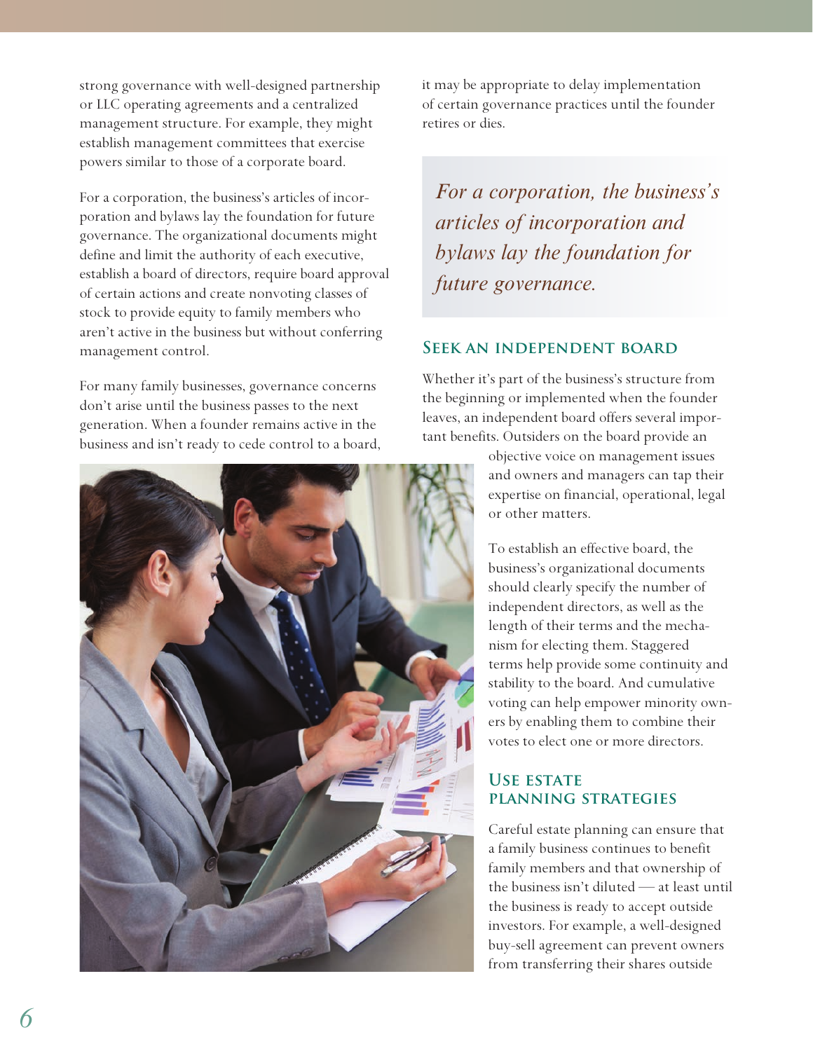strong governance with well-designed partnership or LLC operating agreements and a centralized management structure. For example, they might establish management committees that exercise powers similar to those of a corporate board.

For a corporation, the business's articles of incorporation and bylaws lay the foundation for future governance. The organizational documents might define and limit the authority of each executive, establish a board of directors, require board approval of certain actions and create nonvoting classes of stock to provide equity to family members who aren't active in the business but without conferring management control.

For many family businesses, governance concerns don't arise until the business passes to the next generation. When a founder remains active in the business and isn't ready to cede control to a board, it may be appropriate to delay implementation of certain governance practices until the founder retires or dies.

*For a corporation, the business's articles of incorporation and bylaws lay the foundation for future governance.*

## Seek an independent board

Whether it's part of the business's structure from the beginning or implemented when the founder leaves, an independent board offers several important benefits. Outsiders on the board provide an objective voice on management issues and owners and managers can tap their expertise on financial, operational, legal or other matters.

To establish an effective board, the business's organizational documents should clearly specify the number of independent directors, as well as the length of their terms and the mechanism for electing them. Staggered terms help provide some continuity and stability to the board. And cumulative voting can help empower minority owners by enabling them to combine their votes to elect one or more directors.

## Use estate planning strategies

Careful estate planning can ensure that a family business continues to benefit family members and that ownership of the business isn't diluted — at least until the business is ready to accept outside investors. For example, a well-designed buy-sell agreement can prevent owners from transferring their shares outside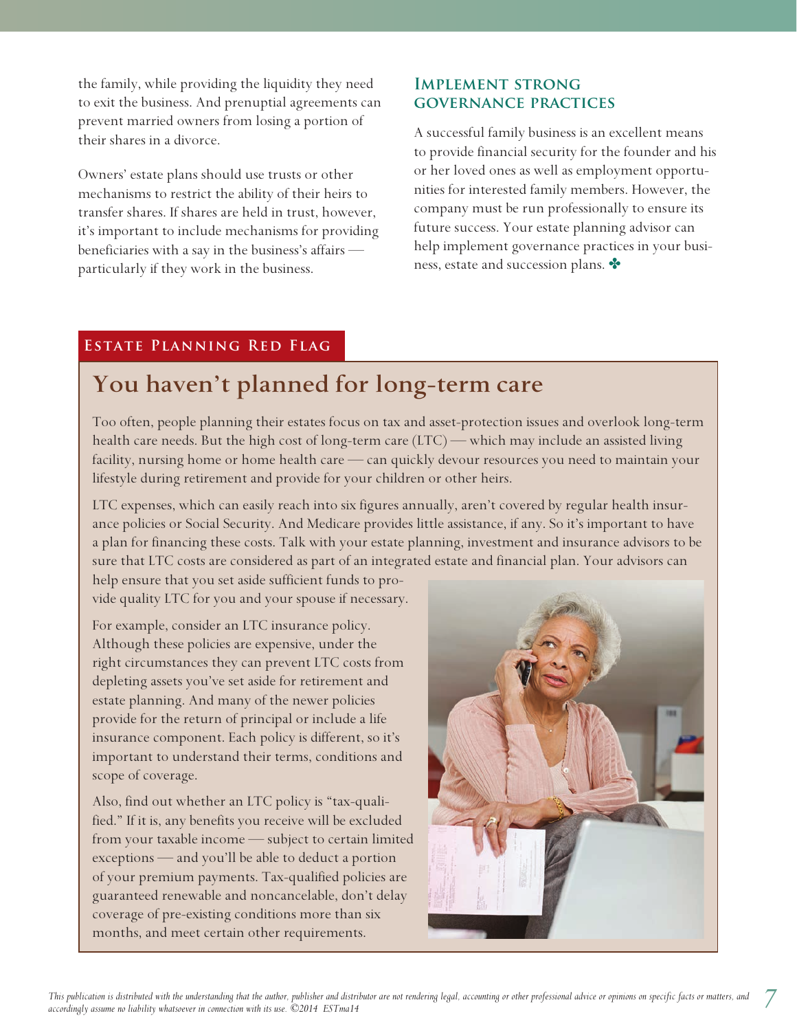the family, while providing the liquidity they need to exit the business. And prenuptial agreements can prevent married owners from losing a portion of their shares in a divorce.

Owners' estate plans should use trusts or other mechanisms to restrict the ability of their heirs to transfer shares. If shares are held in trust, however, it's important to include mechanisms for providing beneficiaries with a say in the business's affairs — particularly if they work in the business.

### Implement strong governance practices

A successful family business is an excellent means to provide financial security for the founder and his or her loved ones as well as employment opportunities for interested family members. However, the company must be run professionally to ensure its future success. Your estate planning advisor can help implement governance practices in your business, estate and succession plans. ✤

**Estate Planning Red Flag**

## You haven't planned for long-term care

Too often, people planning their estates focus on tax and asset-protection issues and overlook long-term health care needs. But the high cost of long-term care (LTC) — which may include an assisted living facility, nursing home or home health care — can quickly devour resources you need to maintain your lifestyle during retirement and provide for your children or other heirs.

LTC expenses, which can easily reach into six figures annually, aren't covered by regular health insurance policies or Social Security. And Medicare provides little assistance, if any. So it's important to have a plan for financing these costs. Talk with your estate planning, investment and insurance advisors to be sure that LTC costs are considered as part of an integrated estate and financial plan. Your advisors can help ensure that you set aside sufficient funds to provide quality LTC for you and your spouse if necessary.

For example, consider an LTC insurance policy. Although these policies are expensive, under the right circumstances they can prevent LTC costs from depleting assets you've set aside for retirement and estate planning. And many of the newer policies provide for the return of principal or include a life insurance component. Each policy is different, so it's important to understand their terms, conditions and scope of coverage.

Also, find out whether an LTC policy is "tax-qualified." If it is, any benefits you receive will be excluded from your taxable income — subject to certain limited exceptions — and you'll be able to deduct a portion of your premium payments. Tax-qualified policies are guaranteed renewable and noncancelable, don't delay coverage of pre-existing conditions more than six months, and meet certain other requirements.

*This publication is distributed with the understanding that the author, publisher and distributor are not rendering legal, accounting or other professional advice or opinions on specific facts or matters, and accordingly assume no liability whatsoever in connection with its use. ©2014 ESTma14*